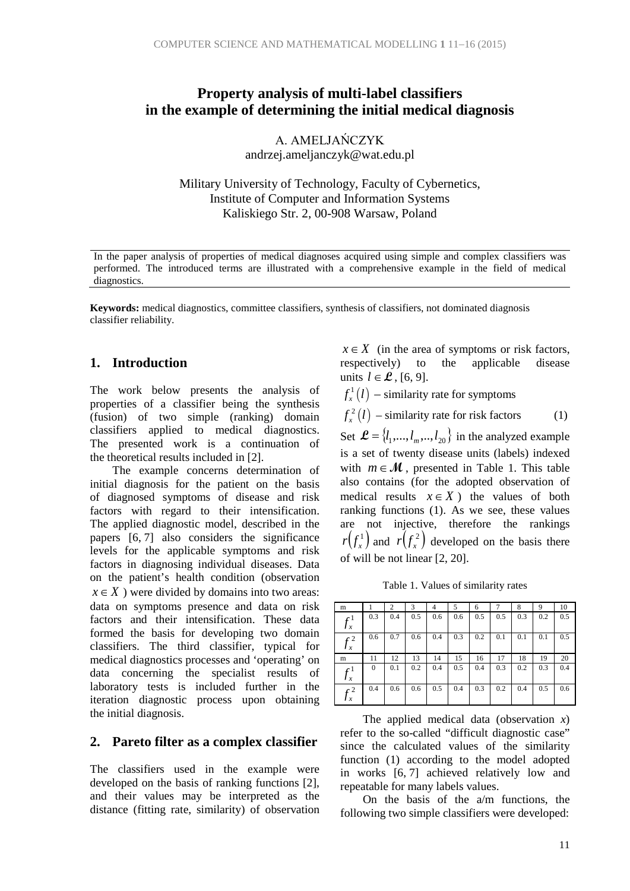# Property analysis of multi-label classifiers in the example of determining the initial medical diagnosis

A. AMELJAŃCZYK
andrzej.ameljanczyk@wat.edu.pl

Military University of Technology, Faculty of Cybernetics,
Institute of Computer and Information Systems
Kaliskiego Str. 2, 00-908 Warsaw, Poland

In the paper analysis of properties of medical diagnoses acquired using simple and complex classifiers was performed. The introduced terms are illustrated with a comprehensive example in the field of medical diagnostics.

**Keywords:** medical diagnostics, committee classifiers, synthesis of classifiers, not dominated diagnosis classifier reliability.

## 1. Introduction

The work below presents the analysis of properties of a classifier being the synthesis (fusion) of two simple (ranking) domain classifiers applied to medical diagnostics. The presented work is a continuation of the theoretical results included in [2].

The example concerns determination of initial diagnosis for the patient on the basis of diagnosed symptoms of disease and risk factors with regard to their intensification. The applied diagnostic model, described in the papers [6, 7] also considers the significance levels for the applicable symptoms and risk factors in diagnosing individual diseases. Data on the patient's health condition (observation $x \in X$ ) were divided by domains into two areas: data on symptoms presence and data on risk factors and their intensification. These data formed the basis for developing two domain classifiers. The third classifier, typical for medical diagnostics processes and 'operating' on data concerning the specialist results of laboratory tests is included further in the iteration diagnostic process upon obtaining the initial diagnosis.

## 2. Pareto filter as a complex classifier

The classifiers used in the example were developed on the basis of ranking functions [2], and their values may be interpreted as the distance (fitting rate, similarity) of observation $x \in X$ (in the area of symptoms or risk factors, respectively) to the applicable disease units $l \in \mathcal{L}$, [6, 9].

$f_x^1(l)$ – similarity rate for symptoms

$f_x^2(l)$ – similarity rate for risk factors (1)

Set $\mathcal{L} = \{l_1,...,l_m,..,l_{20}\}$ in the analyzed example is a set of twenty disease units (labels) indexed with $m \in \mathcal{M}$, presented in Table 1. This table also contains (for the adopted observation of medical results $x \in X$ ) the values of both ranking functions (1). As we see, these values are not injective, therefore the rankings $r(f_x^1)$ and $r(f_x^2)$ developed on the basis there of will be not linear [2, 20].

Table 1. Values of similarity rates

| m | 1 | 2 | 3 | 4 | 5 | 6 | 7 | 8 | 9 | 10 |
|---|---|---|---|---|---|---|---|---|---|---|
| $f_x^1$ | 0.3 | 0.4 | 0.5 | 0.6 | 0.6 | 0.5 | 0.5 | 0.3 | 0.2 | 0.5 |
| $f_x^2$ | 0.6 | 0.7 | 0.6 | 0.4 | 0.3 | 0.2 | 0.1 | 0.1 | 0.1 | 0.5 |
| m | 11 | 12 | 13 | 14 | 15 | 16 | 17 | 18 | 19 | 20 |
| $f_x^1$ | 0 | 0.1 | 0.2 | 0.4 | 0.5 | 0.4 | 0.3 | 0.2 | 0.3 | 0.4 |
| $f_x^2$ | 0.4 | 0.6 | 0.6 | 0.5 | 0.4 | 0.3 | 0.2 | 0.4 | 0.5 | 0.6 |

The applied medical data (observation $x$) refer to the so-called "difficult diagnostic case" since the calculated values of the similarity function (1) according to the model adopted in works [6, 7] achieved relatively low and repeatable for many labels values.

On the basis of the a/m functions, the following two simple classifiers were developed: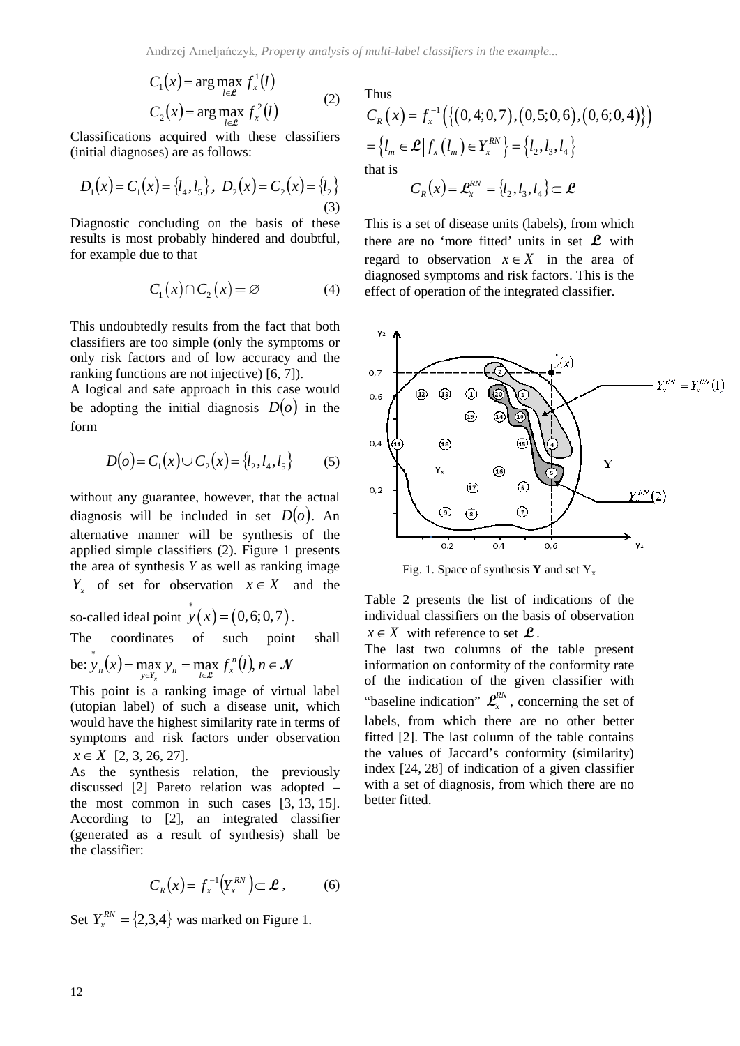$$C_1(x) = \arg\max_{l \in \mathcal{L}} f_x^1(l)$$
$$C_2(x) = \arg\max_{l \in \mathcal{L}} f_x^2(l) \qquad (2)$$

Classifications acquired with these classifiers (initial diagnoses) are as follows:

$$D_1(x) = C_1(x) = \{l_4, l_5\},\ D_2(x) = C_2(x) = \{l_2\} \qquad (3)$$

Diagnostic concluding on the basis of these results is most probably hindered and doubtful, for example due to that

$$C_1(x) \cap C_2(x) = \varnothing \qquad (4)$$

This undoubtedly results from the fact that both classifiers are too simple (only the symptoms or only risk factors and of low accuracy and the ranking functions are not injective) [6, 7]).

A logical and safe approach in this case would be adopting the initial diagnosis $D(o)$ in the form

$$D(o) = C_1(x) \cup C_2(x) = \{l_2, l_4, l_5\} \qquad (5)$$

without any guarantee, however, that the actual diagnosis will be included in set $D(o)$. An alternative manner will be synthesis of the applied simple classifiers (2). Figure 1 presents the area of synthesis *Y* as well as ranking image $Y_x$ of set for observation $x \in X$ and the so-called ideal point $\overset{*}{y}(x) = (0{,}6; 0{,}7)$.

The coordinates of such point shall be: $\overset{*}{y}_n(x) = \max_{y \in Y_x} y_n = \max_{l \in \mathcal{L}} f_x^n(l), n \in \mathcal{N}$

This point is a ranking image of virtual label (utopian label) of such a disease unit, which would have the highest similarity rate in terms of symptoms and risk factors under observation $x \in X$ [2, 3, 26, 27].

As the synthesis relation, the previously discussed [2] Pareto relation was adopted – the most common in such cases [3, 13, 15]. According to [2], an integrated classifier (generated as a result of synthesis) shall be the classifier:

$$C_R(x) = f_x^{-1}\left(Y_x^{RN}\right) \subset \mathcal{L}, \qquad (6)$$

Set $Y_x^{RN} = \{2,3,4\}$ was marked on Figure 1.

Thus

$$C_R(x) = f_x^{-1}\left(\left\{(0{,}4; 0{,}7), (0{,}5; 0{,}6), (0{,}6; 0{,}4)\right\}\right)$$
$$= \left\{l_m \in \mathcal{L} \,\middle|\, f_x(l_m) \in Y_x^{RN}\right\} = \{l_2, l_3, l_4\}$$

that is

$$C_R(x) = \mathcal{L}_x^{RN} = \{l_2, l_3, l_4\} \subset \mathcal{L}$$

This is a set of disease units (labels), from which there are no 'more fitted' units in set $\mathcal{L}$ with regard to observation $x \in X$ in the area of diagnosed symptoms and risk factors. This is the effect of operation of the integrated classifier.

Fig. 1. Space of synthesis **Y** and set $Y_x$

Table 2 presents the list of indications of the individual classifiers on the basis of observation $x \in X$ with reference to set $\mathcal{L}$.

The last two columns of the table present information on conformity of the conformity rate of the indication of the given classifier with "baseline indication" $\mathcal{L}_x^{RN}$, concerning the set of labels, from which there are no other better fitted [2]. The last column of the table contains the values of Jaccard's conformity (similarity) index [24, 28] of indication of a given classifier with a set of diagnosis, from which there are no better fitted.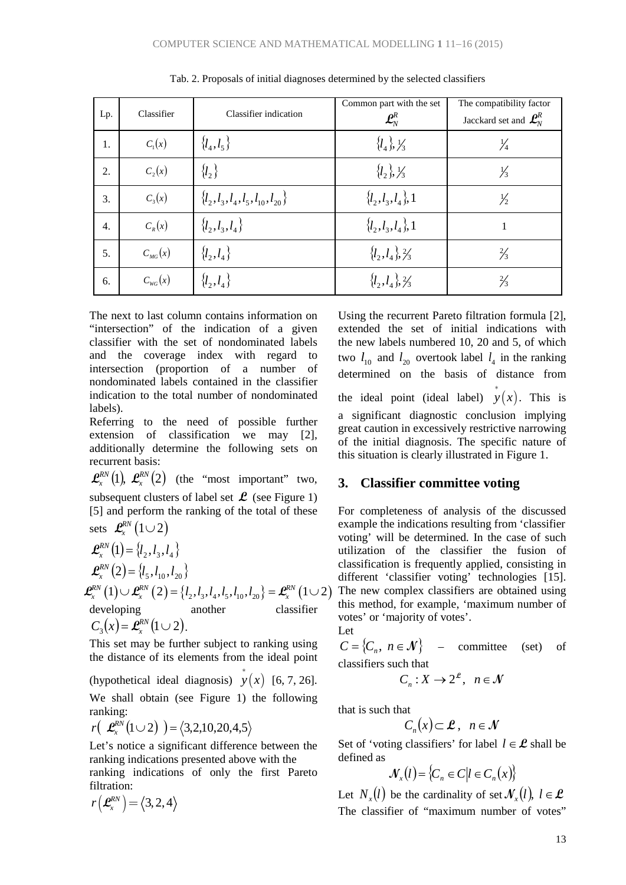Tab. 2. Proposals of initial diagnoses determined by the selected classifiers

| Lp. | Classifier | Classifier indication | Common part with the set $\mathcal{L}_N^R$ | The compatibility factor Jacckard set and $\mathcal{L}_N^R$ |
|---|---|---|---|---|
| 1. | $C_1(x)$ | $\{l_4, l_5\}$ | $\{l_4\}, 1/3$ | $1/4$ |
| 2. | $C_2(x)$ | $\{l_2\}$ | $\{l_2\}, 1/3$ | $1/3$ |
| 3. | $C_3(x)$ | $\{l_2, l_3, l_4, l_5, l_{10}, l_{20}\}$ | $\{l_2, l_3, l_4\}, 1$ | $1/2$ |
| 4. | $C_R(x)$ | $\{l_2, l_3, l_4\}$ | $\{l_2, l_3, l_4\}, 1$ | 1 |
| 5. | $C_{MG}(x)$ | $\{l_2, l_4\}$ | $\{l_2, l_4\}, 2/3$ | $2/3$ |
| 6. | $C_{WG}(x)$ | $\{l_2, l_4\}$ | $\{l_2, l_4\}, 2/3$ | $2/3$ |

The next to last column contains information on "intersection" of the indication of a given classifier with the set of nondominated labels and the coverage index with regard to intersection (proportion of a number of nondominated labels contained in the classifier indication to the total number of nondominated labels).

Referring to the need of possible further extension of classification we may [2], additionally determine the following sets on recurrent basis:

$\mathcal{L}_x^{RN}(1), \mathcal{L}_x^{RN}(2)$ (the "most important" two, subsequent clusters of label set $\mathcal{L}$ (see Figure 1) [5] and perform the ranking of the total of these sets $\mathcal{L}_x^{RN}(1 \cup 2)$

$$\mathcal{L}_x^{RN}(1) = \{l_2, l_3, l_4\}$$

$$\mathcal{L}_x^{RN}(2) = \{l_5, l_{10}, l_{20}\}$$

$$\mathcal{L}_x^{RN}(1) \cup \mathcal{L}_x^{RN}(2) = \{l_2, l_3, l_4, l_5, l_{10}, l_{20}\} = \mathcal{L}_x^{RN}(1 \cup 2)$$

developing another classifier $C_3(x) = \mathcal{L}_x^{RN}(1 \cup 2)$.

This set may be further subject to ranking using the distance of its elements from the ideal point (hypothetical ideal diagnosis) $\overset{*}{y}(x)$ [6, 7, 26]. We shall obtain (see Figure 1) the following ranking:

$$r\left( \mathcal{L}_x^{RN}(1 \cup 2) \right) = \langle 3,2,10,20,4,5 \rangle$$

Let's notice a significant difference between the ranking indications presented above with the ranking indications of only the first Pareto filtration:

$$r\left(\mathcal{L}_x^{RN}\right) = \langle 3, 2, 4 \rangle$$

Using the recurrent Pareto filtration formula [2], extended the set of initial indications with the new labels numbered 10, 20 and 5, of which two $l_{10}$ and $l_{20}$ overtook label $l_4$ in the ranking determined on the basis of distance from the ideal point (ideal label) $\overset{*}{y}(x)$. This is a significant diagnostic conclusion implying great caution in excessively restrictive narrowing of the initial diagnosis. The specific nature of this situation is clearly illustrated in Figure 1.

## 3. Classifier committee voting

For completeness of analysis of the discussed example the indications resulting from 'classifier voting' will be determined. In the case of such utilization of the classifier the fusion of classification is frequently applied, consisting in different 'classifier voting' technologies [15]. The new complex classifiers are obtained using this method, for example, 'maximum number of votes' or 'majority of votes'.

Let

$C = \{C_n,\ n \in \mathcal{N}\}$ – committee (set) of classifiers such that

$$C_n : X \to 2^{\mathcal{L}},\ \ n \in \mathcal{N}$$

that is such that

$$C_n(x) \subset \mathcal{L},\ \ n \in \mathcal{N}$$

Set of 'voting classifiers' for label $l \in \mathcal{L}$ shall be defined as

$$\mathcal{N}_x(l) = \{C_n \in C \mid l \in C_n(x)\}$$

Let $N_x(l)$ be the cardinality of set $\mathcal{N}_x(l),\ l \in \mathcal{L}$

The classifier of "maximum number of votes"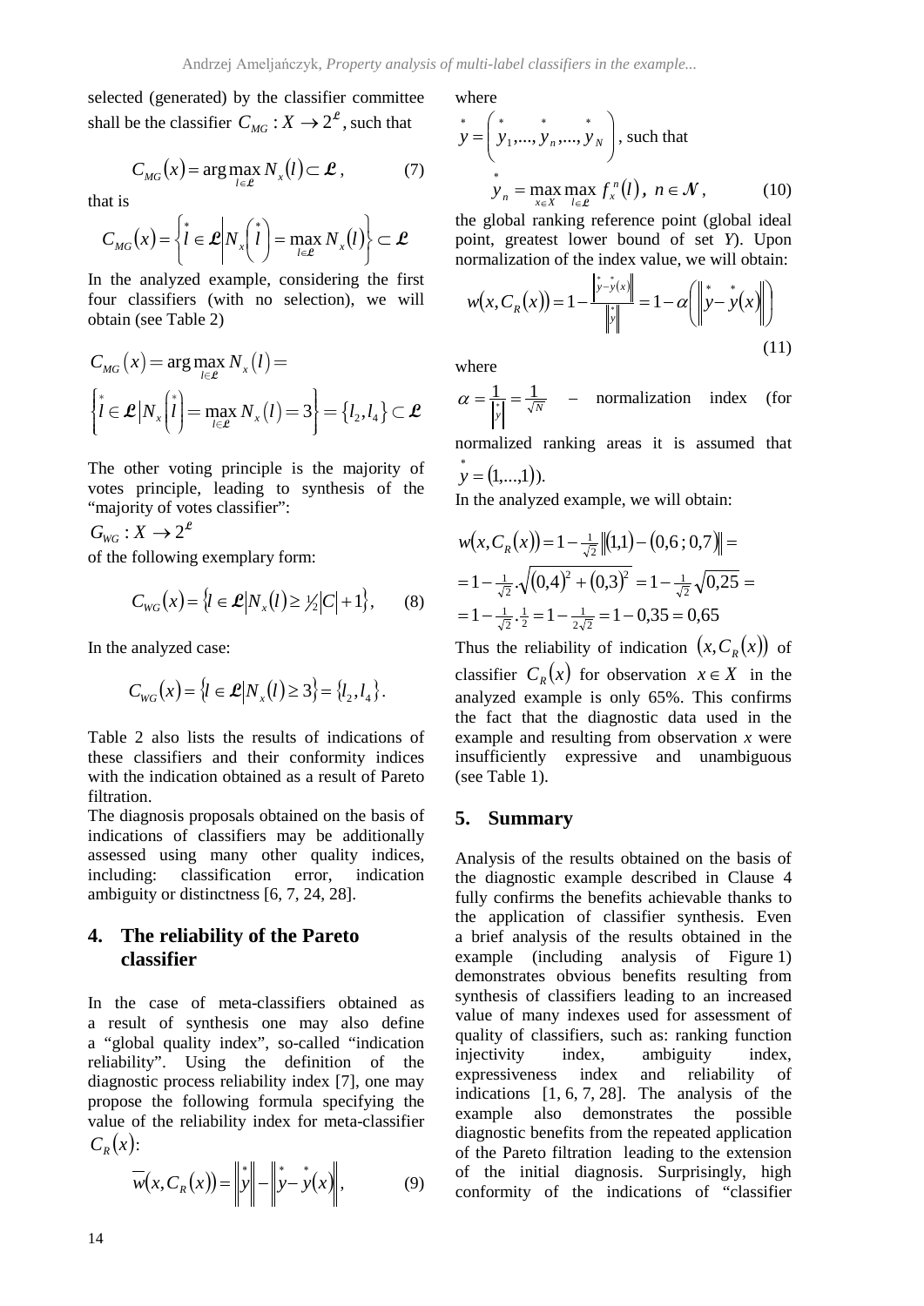selected (generated) by the classifier committee shall be the classifier $C_{MG} : X \to 2^{\mathcal{L}}$, such that

$$C_{MG}(x) = \arg\max_{l \in \mathcal{L}} N_x(l) \subset \mathcal{L}, \qquad (7)$$

that is

$$C_{MG}(x) = \left\{ \overset{*}{l} \in \mathcal{L} \middle| N_x\left(\overset{*}{l}\right) = \max_{l \in \mathcal{L}} N_x(l) \right\} \subset \mathcal{L}$$

In the analyzed example, considering the first four classifiers (with no selection), we will obtain (see Table 2)

$$C_{MG}(x) = \arg\max_{l \in \mathcal{L}} N_x(l) =$$

$$\left\{ \overset{*}{l} \in \mathcal{L} \middle| N_x\left(\overset{*}{l}\right) = \max_{l \in \mathcal{L}} N_x(l) = 3 \right\} = \{l_2, l_4\} \subset \mathcal{L}$$

The other voting principle is the majority of votes principle, leading to synthesis of the "majority of votes classifier":

$G_{WG} : X \to 2^{\mathcal{L}}$

of the following exemplary form:

$$C_{WG}(x) = \left\{ l \in \mathcal{L} \middle| N_x(l) \geq \tfrac{1}{2}|C| + 1 \right\}, \qquad (8)$$

In the analyzed case:

$$C_{WG}(x) = \left\{ l \in \mathcal{L} \middle| N_x(l) \geq 3 \right\} = \{l_2, l_4\}.$$

Table 2 also lists the results of indications of these classifiers and their conformity indices with the indication obtained as a result of Pareto filtration.

The diagnosis proposals obtained on the basis of indications of classifiers may be additionally assessed using many other quality indices, including: classification error, indication ambiguity or distinctness [6, 7, 24, 28].

## 4. The reliability of the Pareto classifier

In the case of meta-classifiers obtained as a result of synthesis one may also define a "global quality index", so-called "indication reliability". Using the definition of the diagnostic process reliability index [7], one may propose the following formula specifying the value of the reliability index for meta-classifier $C_R(x)$:

$$\overline{w}(x, C_R(x)) = \left\| \overset{*}{y} \right\| - \left\| \overset{*}{y} - \overset{*}{y}(x) \right\|, \qquad (9)$$

where

$\overset{*}{y} = \left( \overset{*}{y}_1, ..., \overset{*}{y}_n, ..., \overset{*}{y}_N \right)$, such that

$$\overset{*}{y}_n = \max_{x \in X} \max_{l \in \mathcal{L}} f_x^n(l), \; n \in \mathcal{N}, \qquad (10)$$

the global ranking reference point (global ideal point, greatest lower bound of set $Y$). Upon normalization of the index value, we will obtain:

$$w(x, C_R(x)) = 1 - \frac{\left\| \overset{*}{y} - \overset{*}{y}(x) \right\|}{\left\| \overset{*}{y} \right\|} = 1 - \alpha \left( \left\| \overset{*}{y} - \overset{*}{y}(x) \right\| \right) \qquad (11)$$

where

$\alpha = \frac{1}{\left| \overset{*}{y} \right|} = \frac{1}{\sqrt{N}}$ – normalization index (for normalized ranking areas it is assumed that $\overset{*}{y} = (1, ..., 1)$).

In the analyzed example, we will obtain:

$$w(x, C_R(x)) = 1 - \tfrac{1}{\sqrt{2}} \left\| (1,1) - (0{,}6\,; 0{,}7) \right\| =$$

$$= 1 - \tfrac{1}{\sqrt{2}} \cdot \sqrt{(0{,}4)^2 + (0{,}3)^2} = 1 - \tfrac{1}{\sqrt{2}} \sqrt{0{,}25} =$$

$$= 1 - \tfrac{1}{\sqrt{2}} \cdot \tfrac{1}{2} = 1 - \tfrac{1}{2\sqrt{2}} = 1 - 0{,}35 = 0{,}65$$

Thus the reliability of indication $(x, C_R(x))$ of classifier $C_R(x)$ for observation $x \in X$ in the analyzed example is only 65%. This confirms the fact that the diagnostic data used in the example and resulting from observation $x$ were insufficiently expressive and unambiguous (see Table 1).

## 5. Summary

Analysis of the results obtained on the basis of the diagnostic example described in Clause 4 fully confirms the benefits achievable thanks to the application of classifier synthesis. Even a brief analysis of the results obtained in the example (including analysis of Figure 1) demonstrates obvious benefits resulting from synthesis of classifiers leading to an increased value of many indexes used for assessment of quality of classifiers, such as: ranking function injectivity index, ambiguity index, expressiveness index and reliability of indications [1, 6, 7, 28]. The analysis of the example also demonstrates the possible diagnostic benefits from the repeated application of the Pareto filtration leading to the extension of the initial diagnosis. Surprisingly, high conformity of the indications of "classifier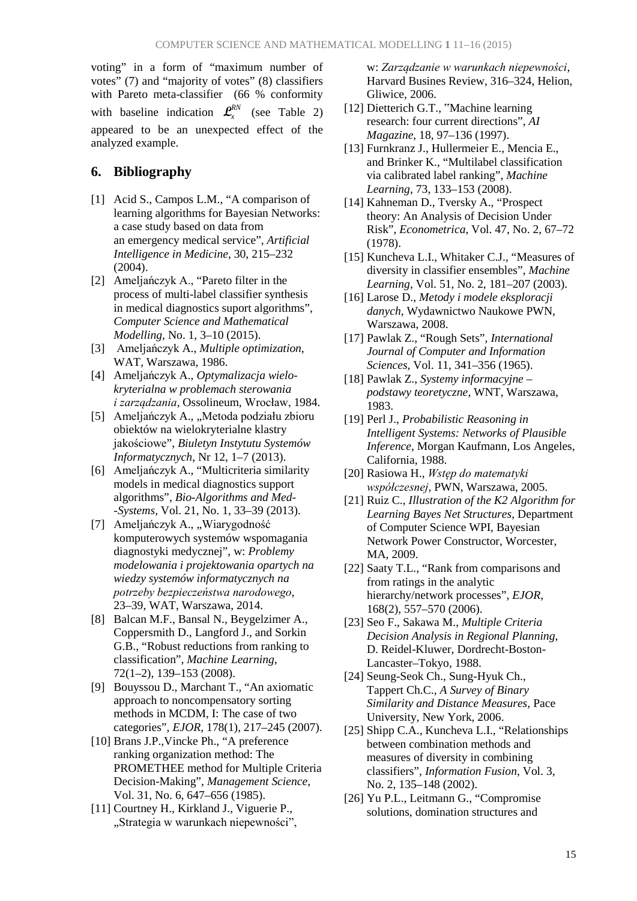voting" in a form of "maximum number of votes" (7) and "majority of votes" (8) classifiers with Pareto meta-classifier (66 % conformity with baseline indication $\mathcal{L}_x^{RN}$ (see Table 2) appeared to be an unexpected effect of the analyzed example.

## 6. Bibliography

[1] Acid S., Campos L.M., "A comparison of learning algorithms for Bayesian Networks: a case study based on data from an emergency medical service", *Artificial Intelligence in Medicine*, 30, 215–232 (2004).

[2] Ameljańczyk A., "Pareto filter in the process of multi-label classifier synthesis in medical diagnostics suport algorithms", *Computer Science and Mathematical Modelling*, No. 1, 3–10 (2015).

[3] Ameljańczyk A., *Multiple optimization*, WAT, Warszawa, 1986.

[4] Ameljańczyk A., *Optymalizacja wielo-kryterialna w problemach sterowania i zarządzania*, Ossolineum, Wrocław, 1984.

[5] Ameljańczyk A., „Metoda podziału zbioru obiektów na wielokryterialne klastry jakościowe", *Biuletyn Instytutu Systemów Informatycznych*, Nr 12, 1–7 (2013).

[6] Ameljańczyk A., "Multicriteria similarity models in medical diagnostics support algorithms", *Bio-Algorithms and Med--Systems*, Vol. 21, No. 1, 33–39 (2013).

[7] Ameljańczyk A., „Wiarygodność komputerowych systemów wspomagania diagnostyki medycznej", w: *Problemy modelowania i projektowania opartych na wiedzy systemów informatycznych na potrzeby bezpieczeństwa narodowego*, 23–39, WAT, Warszawa, 2014.

[8] Balcan M.F., Bansal N., Beygelzimer A., Coppersmith D., Langford J., and Sorkin G.B., "Robust reductions from ranking to classification", *Machine Learning*, 72(1–2), 139–153 (2008).

[9] Bouyssou D., Marchant T., "An axiomatic approach to noncompensatory sorting methods in MCDM, I: The case of two categories", *EJOR*, 178(1), 217–245 (2007).

[10] Brans J.P.,Vincke Ph., "A preference ranking organization method: The PROMETHEE method for Multiple Criteria Decision-Making", *Management Science*, Vol. 31, No. 6, 647–656 (1985).

[11] Courtney H., Kirkland J., Viguerie P., „Strategia w warunkach niepewności", w: *Zarządzanie w warunkach niepewności*, Harvard Busines Review, 316–324, Helion, Gliwice, 2006.

[12] Dietterich G.T., "Machine learning research: four current directions", *AI Magazine*, 18, 97–136 (1997).

[13] Furnkranz J., Hullermeier E., Mencia E., and Brinker K., "Multilabel classification via calibrated label ranking", *Machine Learning*, 73, 133–153 (2008).

[14] Kahneman D., Tversky A., "Prospect theory: An Analysis of Decision Under Risk", *Econometrica*, Vol. 47, No. 2, 67–72 (1978).

[15] Kuncheva L.I., Whitaker C.J., "Measures of diversity in classifier ensembles", *Machine Learning*, Vol. 51, No. 2, 181–207 (2003).

[16] Larose D., *Metody i modele eksploracji danych*, Wydawnictwo Naukowe PWN, Warszawa, 2008.

[17] Pawlak Z., "Rough Sets", *International Journal of Computer and Information Sciences*, Vol. 11, 341–356 (1965).

[18] Pawlak Z., *Systemy informacyjne – podstawy teoretyczne*, WNT, Warszawa, 1983.

[19] Perl J., *Probabilistic Reasoning in Intelligent Systems: Networks of Plausible Inference*, Morgan Kaufmann, Los Angeles, California, 1988.

[20] Rasiowa H., *Wstęp do matematyki współczesnej*, PWN, Warszawa, 2005.

[21] Ruiz C., *Illustration of the K2 Algorithm for Learning Bayes Net Structures*, Department of Computer Science WPI, Bayesian Network Power Constructor, Worcester, MA, 2009.

[22] Saaty T.L., "Rank from comparisons and from ratings in the analytic hierarchy/network processes", *EJOR*, 168(2), 557–570 (2006).

[23] Seo F., Sakawa M., *Multiple Criteria Decision Analysis in Regional Planning*, D. Reidel-Kluwer, Dordrecht-Boston-Lancaster–Tokyo, 1988.

[24] Seung-Seok Ch., Sung-Hyuk Ch., Tappert Ch.C., *A Survey of Binary Similarity and Distance Measures*, Pace University, New York, 2006.

[25] Shipp C.A., Kuncheva L.I., "Relationships between combination methods and measures of diversity in combining classifiers", *Information Fusion*, Vol. 3, No. 2, 135–148 (2002).

[26] Yu P.L., Leitmann G., "Compromise solutions, domination structures and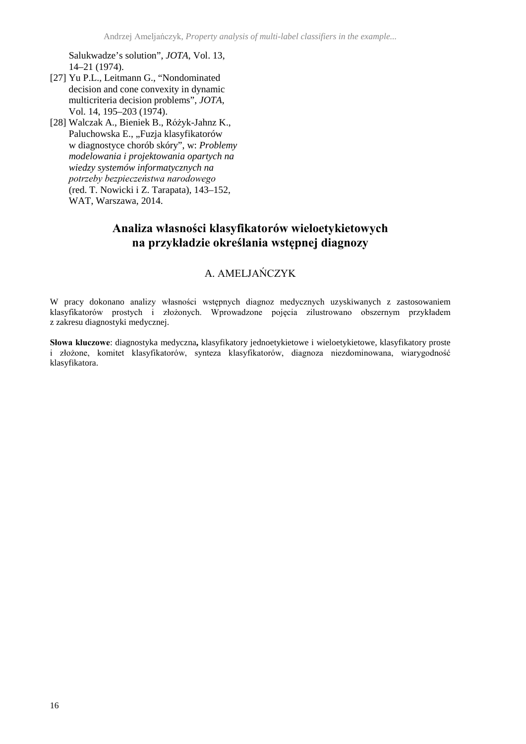Salukwadze's solution", *JOTA*, Vol. 13, 14–21 (1974).

[27] Yu P.L., Leitmann G., "Nondominated decision and cone convexity in dynamic multicriteria decision problems", *JOTA*, Vol. 14, 195–203 (1974).

[28] Walczak A., Bieniek B., Różyk-Jahnz K., Paluchowska E., „Fuzja klasyfikatorów w diagnostyce chorób skóry", w: *Problemy modelowania i projektowania opartych na wiedzy systemów informatycznych na potrzeby bezpieczeństwa narodowego* (red. T. Nowicki i Z. Tarapata), 143–152, WAT, Warszawa, 2014.

# Analiza własności klasyfikatorów wieloetykietowych na przykładzie określania wstępnej diagnozy

A. AMELJAŃCZYK

W pracy dokonano analizy własności wstępnych diagnoz medycznych uzyskiwanych z zastosowaniem klasyfikatorów prostych i złożonych. Wprowadzone pojęcia zilustrowano obszernym przykładem z zakresu diagnostyki medycznej.

**Słowa kluczowe**: diagnostyka medyczna**,** klasyfikatory jednoetykietowe i wieloetykietowe, klasyfikatory proste i złożone, komitet klasyfikatorów, synteza klasyfikatorów, diagnoza niezdominowana, wiarygodność klasyfikatora.